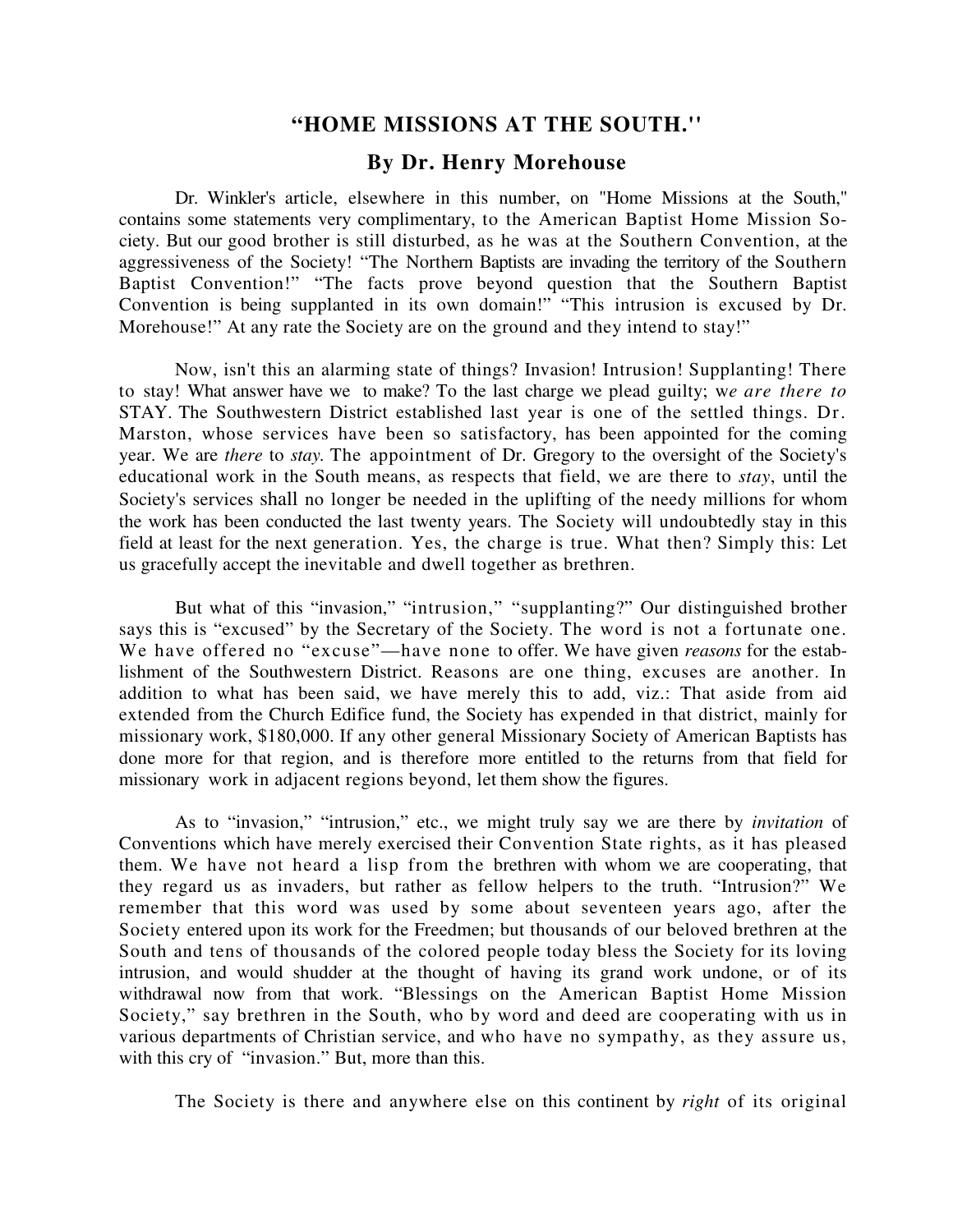# "HOME MISSIONS AT THE SOUTH.''

## By Dr. Henry Morehouse

Dr. Winkler's article, elsewhere in this number, on "Home Missions at the South," contains some statements very complimentary, to the American Baptist Home Mission Society. But our good brother is still disturbed, as he was at the Southern Convention, at the aggressiveness of the Society! "The Northern Baptists are invading the territory of the Southern Baptist Convention!" "The facts prove beyond question that the Southern Baptist Convention is being supplanted in its own domain!" "This intrusion is excused by Dr. Morehouse!" At any rate the Society are on the ground and they intend to stay!"

Now, isn't this an alarming state of things? Invasion! Intrusion! Supplanting! There to stay! What answer have we to make? To the last charge we plead guilty; w*e are there to* STAY. The Southwestern District established last year is one of the settled things. Dr. Marston, whose services have been so satisfactory, has been appointed for the coming year. We are *there* to *stay*. The appointment of Dr. Gregory to the oversight of the Society's educational work in the South means, as respects that field, we are there to *stay*, until the Society's services shall no longer be needed in the uplifting of the needy millions for whom the work has been conducted the last twenty years. The Society will undoubtedly stay in this field at least for the next generation. Yes, the charge is true. What then? Simply this: Let us gracefully accept the inevitable and dwell together as brethren.

But what of this "invasion," "intrusion," "supplanting?" Our distinguished brother says this is "excused" by the Secretary of the Society. The word is not a fortunate one. We have offered no "excuse"—have none to offer. We have given *reasons* for the establishment of the Southwestern District. Reasons are one thing, excuses are another. In addition to what has been said, we have merely this to add, viz.: That aside from aid extended from the Church Edifice fund, the Society has expended in that district, mainly for missionary work, $180,000. If any other general Missionary Society of American Baptists has done more for that region, and is therefore more entitled to the returns from that field for missionary work in adjacent regions beyond, let them show the figures.

As to "invasion," "intrusion," etc., we might truly say we are there by *invitation* of Conventions which have merely exercised their Convention State rights, as it has pleased them. We have not heard a lisp from the brethren with whom we are cooperating, that they regard us as invaders, but rather as fellow helpers to the truth. "Intrusion?" We remember that this word was used by some about seventeen years ago, after the Society entered upon its work for the Freedmen; but thousands of our beloved brethren at the South and tens of thousands of the colored people today bless the Society for its loving intrusion, and would shudder at the thought of having its grand work undone, or of its withdrawal now from that work. "Blessings on the American Baptist Home Mission Society," say brethren in the South, who by word and deed are cooperating with us in various departments of Christian service, and who have no sympathy, as they assure us, with this cry of "invasion." But, more than this.

The Society is there and anywhere else on this continent by *right* of its original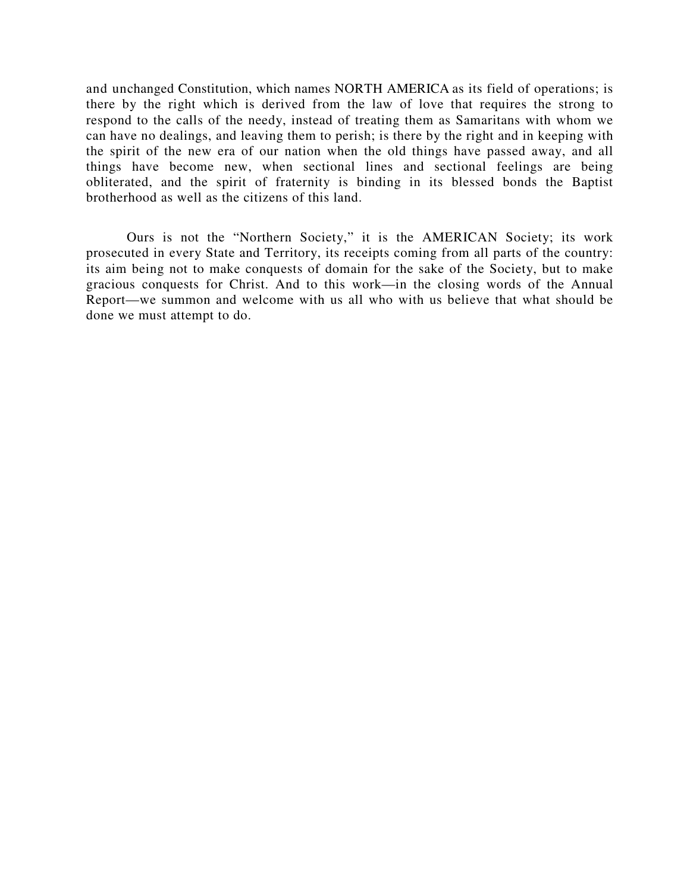and unchanged Constitution, which names NORTH AMERICA as its field of operations; is there by the right which is derived from the law of love that requires the strong to respond to the calls of the needy, instead of treating them as Samaritans with whom we can have no dealings, and leaving them to perish; is there by the right and in keeping with the spirit of the new era of our nation when the old things have passed away, and all things have become new, when sectional lines and sectional feelings are being obliterated, and the spirit of fraternity is binding in its blessed bonds the Baptist brotherhood as well as the citizens of this land.

Ours is not the "Northern Society," it is the AMERICAN Society; its work prosecuted in every State and Territory, its receipts coming from all parts of the country: its aim being not to make conquests of domain for the sake of the Society, but to make gracious conquests for Christ. And to this work—in the closing words of the Annual Report—we summon and welcome with us all who with us believe that what should be done we must attempt to do.